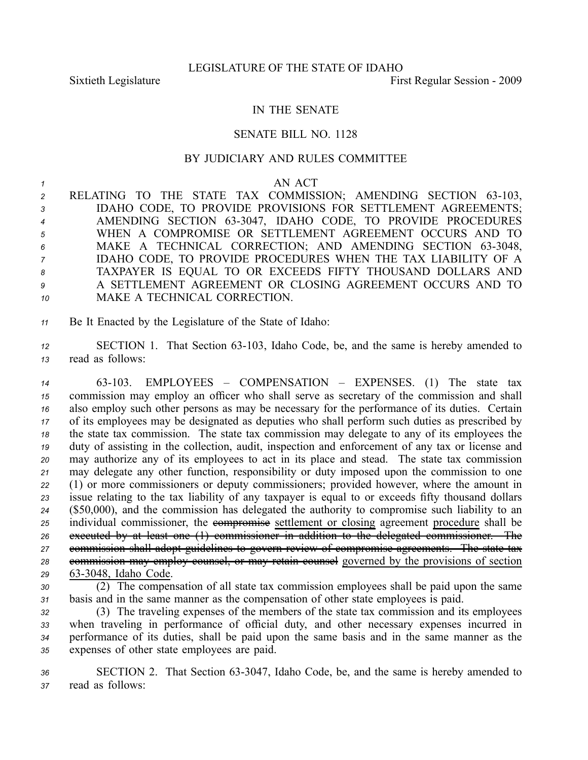LEGISLATURE OF THE STATE OF IDAHO

Sixtieth Legislature First Regular Session - 2009

IN THE SENATE

SENATE BILL NO. 1128

BY JUDICIARY AND RULES COMMITTEE

AN ACT

RELATING TO THE STATE TAX COMMISSION; AMENDING SECTION 63-103, IDAHO CODE, TO PROVIDE PROVISIONS FOR SETTLEMENT AGREEMENTS; AMENDING SECTION 63-3047, IDAHO CODE, TO PROVIDE PROCEDURES WHEN A COMPROMISE OR SETTLEMENT AGREEMENT OCCURS AND TO MAKE A TECHNICAL CORRECTION; AND AMENDING SECTION 63-3048, IDAHO CODE, TO PROVIDE PROCEDURES WHEN THE TAX LIABILITY OF A TAXPAYER IS EQUAL TO OR EXCEEDS FIFTY THOUSAND DOLLARS AND A SETTLEMENT AGREEMENT OR CLOSING AGREEMENT OCCURS AND TO MAKE A TECHNICAL CORRECTION.

Be It Enacted by the Legislature of the State of Idaho:

SECTION 1. That Section 63-103, Idaho Code, be, and the same is hereby amended to read as follows:

63-103. EMPLOYEES – COMPENSATION – EXPENSES. (1) The state tax commission may employ an officer who shall serve as secretary of the commission and shall also employ such other persons as may be necessary for the performance of its duties. Certain of its employees may be designated as deputies who shall perform such duties as prescribed by the state tax commission. The state tax commission may delegate to any of its employees the duty of assisting in the collection, audit, inspection and enforcement of any tax or license and may authorize any of its employees to act in its place and stead. The state tax commission may delegate any other function, responsibility or duty imposed upon the commission to one (1) or more commissioners or deputy commissioners; provided however, where the amount in issue relating to the tax liability of any taxpayer is equal to or exceeds fifty thousand dollars ($50,000), and the commission has delegated the authority to compromise such liability to an individual commissioner, the ~~compromise~~ settlement or closing agreement procedure shall be ~~executed by at least one (1) commissioner in addition to the delegated commissioner. The commission shall adopt guidelines to govern review of compromise agreements. The state tax commission may employ counsel, or may retain counsel~~ governed by the provisions of section 63-3048, Idaho Code.

(2) The compensation of all state tax commission employees shall be paid upon the same basis and in the same manner as the compensation of other state employees is paid.

(3) The traveling expenses of the members of the state tax commission and its employees when traveling in performance of official duty, and other necessary expenses incurred in performance of its duties, shall be paid upon the same basis and in the same manner as the expenses of other state employees are paid.

SECTION 2. That Section 63-3047, Idaho Code, be, and the same is hereby amended to read as follows: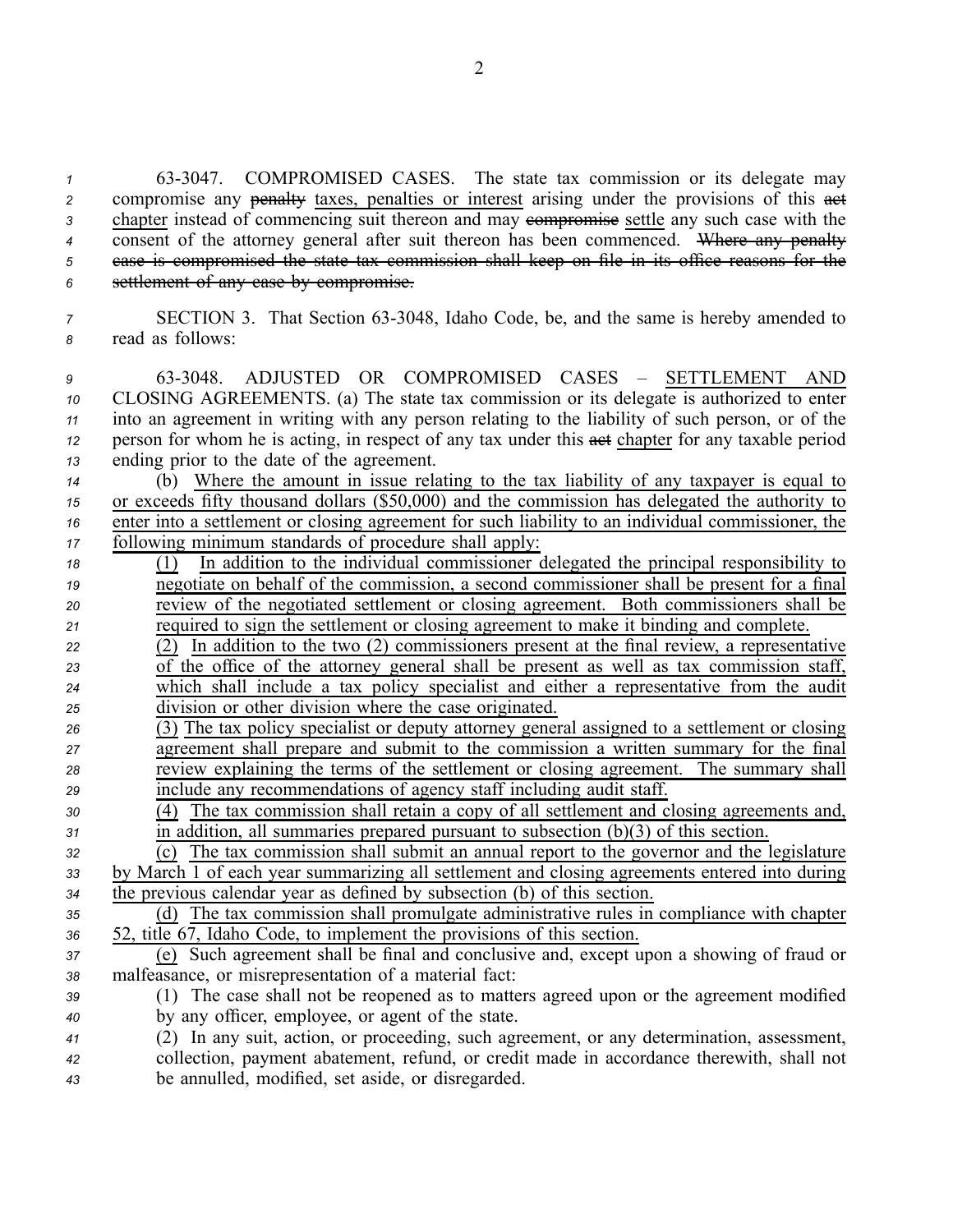63-3047. COMPROMISED CASES. The state tax commission or its delegate may compromise any ~~penalty~~ taxes, penalties or interest arising under the provisions of this ~~act~~ chapter instead of commencing suit thereon and may ~~compromise~~ settle any such case with the consent of the attorney general after suit thereon has been commenced. ~~Where any penalty case is compromised the state tax commission shall keep on file in its office reasons for the settlement of any case by compromise.~~

SECTION 3. That Section 63-3048, Idaho Code, be, and the same is hereby amended to read as follows:

63-3048. ADJUSTED OR COMPROMISED CASES – SETTLEMENT AND CLOSING AGREEMENTS. (a) The state tax commission or its delegate is authorized to enter into an agreement in writing with any person relating to the liability of such person, or of the person for whom he is acting, in respect of any tax under this ~~act~~ chapter for any taxable period ending prior to the date of the agreement.

(b) Where the amount in issue relating to the tax liability of any taxpayer is equal to or exceeds fifty thousand dollars ($50,000) and the commission has delegated the authority to enter into a settlement or closing agreement for such liability to an individual commissioner, the following minimum standards of procedure shall apply:

(1) In addition to the individual commissioner delegated the principal responsibility to negotiate on behalf of the commission, a second commissioner shall be present for a final review of the negotiated settlement or closing agreement. Both commissioners shall be required to sign the settlement or closing agreement to make it binding and complete.

(2) In addition to the two (2) commissioners present at the final review, a representative of the office of the attorney general shall be present as well as tax commission staff, which shall include a tax policy specialist and either a representative from the audit division or other division where the case originated.

(3) The tax policy specialist or deputy attorney general assigned to a settlement or closing agreement shall prepare and submit to the commission a written summary for the final review explaining the terms of the settlement or closing agreement. The summary shall include any recommendations of agency staff including audit staff.

(4) The tax commission shall retain a copy of all settlement and closing agreements and, in addition, all summaries prepared pursuant to subsection (b)(3) of this section.

(c) The tax commission shall submit an annual report to the governor and the legislature by March 1 of each year summarizing all settlement and closing agreements entered into during the previous calendar year as defined by subsection (b) of this section.

(d) The tax commission shall promulgate administrative rules in compliance with chapter 52, title 67, Idaho Code, to implement the provisions of this section.

(e) Such agreement shall be final and conclusive and, except upon a showing of fraud or malfeasance, or misrepresentation of a material fact:

(1) The case shall not be reopened as to matters agreed upon or the agreement modified by any officer, employee, or agent of the state.

(2) In any suit, action, or proceeding, such agreement, or any determination, assessment, collection, payment abatement, refund, or credit made in accordance therewith, shall not be annulled, modified, set aside, or disregarded.